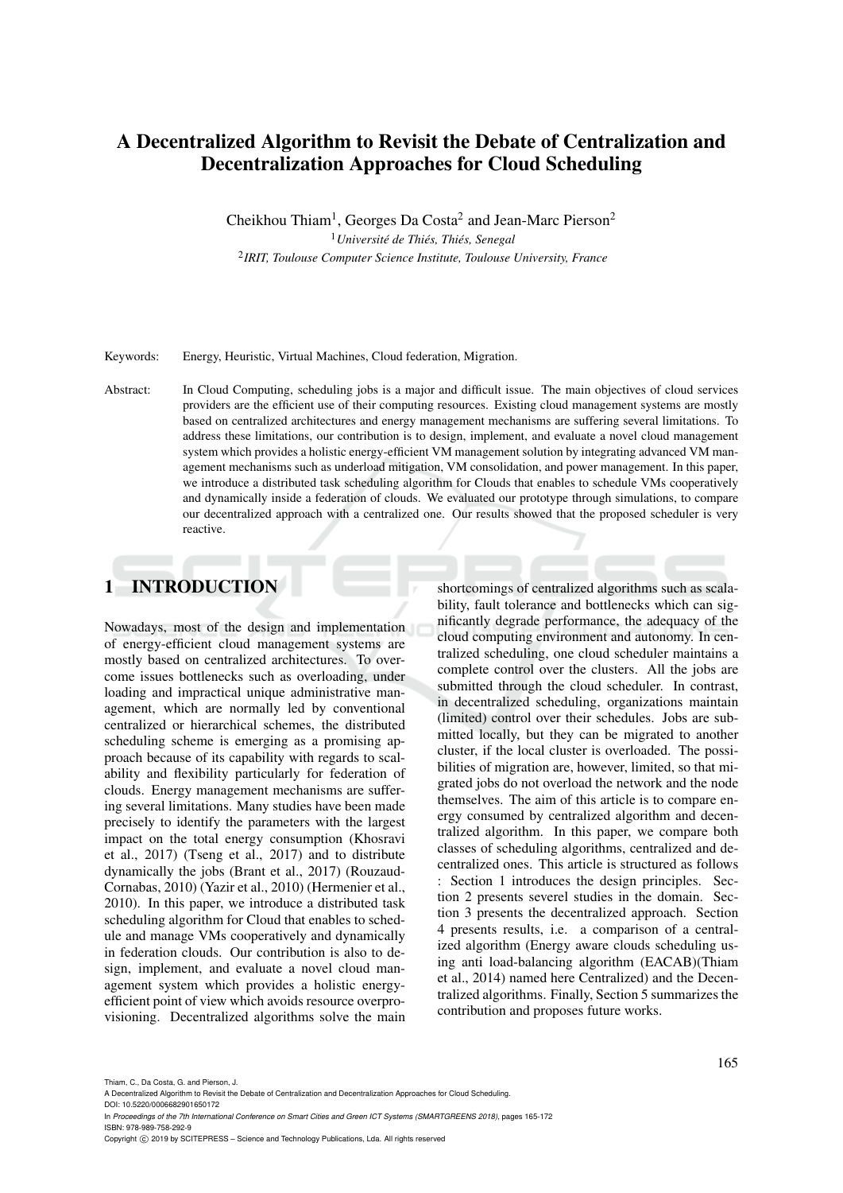# A Decentralized Algorithm to Revisit the Debate of Centralization and Decentralization Approaches for Cloud Scheduling

Cheikhou Thiam[1], Georges Da Costa[2] and Jean-Marc Pierson[2]

[1] *Université de Thiés, Thiés, Senegal*

[2] *IRIT, Toulouse Computer Science Institute, Toulouse University, France*

Keywords: Energy, Heuristic, Virtual Machines, Cloud federation, Migration.

Abstract: In Cloud Computing, scheduling jobs is a major and difficult issue. The main objectives of cloud services providers are the efficient use of their computing resources. Existing cloud management systems are mostly based on centralized architectures and energy management mechanisms are suffering several limitations. To address these limitations, our contribution is to design, implement, and evaluate a novel cloud management system which provides a holistic energy-efficient VM management solution by integrating advanced VM management mechanisms such as underload mitigation, VM consolidation, and power management. In this paper, we introduce a distributed task scheduling algorithm for Clouds that enables to schedule VMs cooperatively and dynamically inside a federation of clouds. We evaluated our prototype through simulations, to compare our decentralized approach with a centralized one. Our results showed that the proposed scheduler is very reactive.

## 1 INTRODUCTION

Nowadays, most of the design and implementation of energy-efficient cloud management systems are mostly based on centralized architectures. To overcome issues bottlenecks such as overloading, under loading and impractical unique administrative management, which are normally led by conventional centralized or hierarchical schemes, the distributed scheduling scheme is emerging as a promising approach because of its capability with regards to scalability and flexibility particularly for federation of clouds. Energy management mechanisms are suffering several limitations. Many studies have been made precisely to identify the parameters with the largest impact on the total energy consumption (Khosravi et al., 2017) (Tseng et al., 2017) and to distribute dynamically the jobs (Brant et al., 2017) (Rouzaud-Cornabas, 2010) (Yazir et al., 2010) (Hermenier et al., 2010). In this paper, we introduce a distributed task scheduling algorithm for Cloud that enables to schedule and manage VMs cooperatively and dynamically in federation clouds. Our contribution is also to design, implement, and evaluate a novel cloud management system which provides a holistic energy-efficient point of view which avoids resource overprovisioning. Decentralized algorithms solve the main shortcomings of centralized algorithms such as scalability, fault tolerance and bottlenecks which can significantly degrade performance, the adequacy of the cloud computing environment and autonomy. In centralized scheduling, one cloud scheduler maintains a complete control over the clusters. All the jobs are submitted through the cloud scheduler. In contrast, in decentralized scheduling, organizations maintain (limited) control over their schedules. Jobs are submitted locally, but they can be migrated to another cluster, if the local cluster is overloaded. The possibilities of migration are, however, limited, so that migrated jobs do not overload the network and the node themselves. The aim of this article is to compare energy consumed by centralized algorithm and decentralized algorithm. In this paper, we compare both classes of scheduling algorithms, centralized and decentralized ones. This article is structured as follows : Section 1 introduces the design principles. Section 2 presents severel studies in the domain. Section 3 presents the decentralized approach. Section 4 presents results, i.e. a comparison of a centralized algorithm (Energy aware clouds scheduling using anti load-balancing algorithm (EACAB)(Thiam et al., 2014) named here Centralized) and the Decentralized algorithms. Finally, Section 5 summarizes the contribution and proposes future works.

Thiam, C., Da Costa, G. and Pierson, J.
A Decentralized Algorithm to Revisit the Debate of Centralization and Decentralization Approaches for Cloud Scheduling.
DOI: 10.5220/0006682901650172
In *Proceedings of the 7th International Conference on Smart Cities and Green ICT Systems (SMARTGREENS 2018)*, pages 165-172
ISBN: 978-989-758-292-9
Copyright © 2019 by SCITEPRESS – Science and Technology Publications, Lda. All rights reserved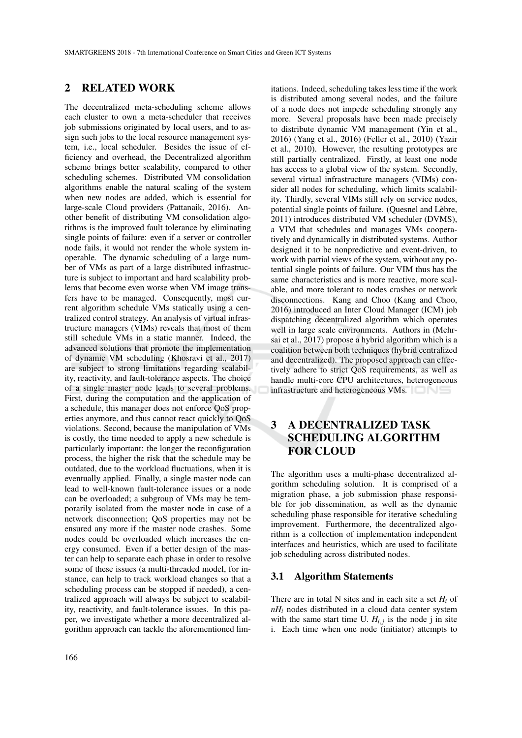## 2 RELATED WORK

The decentralized meta-scheduling scheme allows each cluster to own a meta-scheduler that receives job submissions originated by local users, and to assign such jobs to the local resource management system, i.e., local scheduler. Besides the issue of efficiency and overhead, the Decentralized algorithm scheme brings better scalability, compared to other scheduling schemes. Distributed VM consolidation algorithms enable the natural scaling of the system when new nodes are added, which is essential for large-scale Cloud providers (Pattanaik, 2016). Another benefit of distributing VM consolidation algorithms is the improved fault tolerance by eliminating single points of failure: even if a server or controller node fails, it would not render the whole system inoperable. The dynamic scheduling of a large number of VMs as part of a large distributed infrastructure is subject to important and hard scalability problems that become even worse when VM image transfers have to be managed. Consequently, most current algorithm schedule VMs statically using a centralized control strategy. An analysis of virtual infrastructure managers (VIMs) reveals that most of them still schedule VMs in a static manner. Indeed, the advanced solutions that promote the implementation of dynamic VM scheduling (Khosravi et al., 2017) are subject to strong limitations regarding scalability, reactivity, and fault-tolerance aspects. The choice of a single master node leads to several problems. First, during the computation and the application of a schedule, this manager does not enforce QoS properties anymore, and thus cannot react quickly to QoS violations. Second, because the manipulation of VMs is costly, the time needed to apply a new schedule is particularly important: the longer the reconfiguration process, the higher the risk that the schedule may be outdated, due to the workload fluctuations, when it is eventually applied. Finally, a single master node can lead to well-known fault-tolerance issues or a node can be overloaded; a subgroup of VMs may be temporarily isolated from the master node in case of a network disconnection; QoS properties may not be ensured any more if the master node crashes. Some nodes could be overloaded which increases the energy consumed. Even if a better design of the master can help to separate each phase in order to resolve some of these issues (a multi-threaded model, for instance, can help to track workload changes so that a scheduling process can be stopped if needed), a centralized approach will always be subject to scalability, reactivity, and fault-tolerance issues. In this paper, we investigate whether a more decentralized algorithm approach can tackle the aforementioned limitations. Indeed, scheduling takes less time if the work is distributed among several nodes, and the failure of a node does not impede scheduling strongly any more. Several proposals have been made precisely to distribute dynamic VM management (Yin et al., 2016) (Yang et al., 2016) (Feller et al., 2010) (Yazir et al., 2010). However, the resulting prototypes are still partially centralized. Firstly, at least one node has access to a global view of the system. Secondly, several virtual infrastructure managers (VIMs) consider all nodes for scheduling, which limits scalability. Thirdly, several VIMs still rely on service nodes, potential single points of failure. (Quesnel and Lèbre, 2011) introduces distributed VM scheduler (DVMS), a VIM that schedules and manages VMs cooperatively and dynamically in distributed systems. Author designed it to be nonpredictive and event-driven, to work with partial views of the system, without any potential single points of failure. Our VIM thus has the same characteristics and is more reactive, more scalable, and more tolerant to nodes crashes or network disconnections. Kang and Choo (Kang and Choo, 2016) introduced an Inter Cloud Manager (ICM) job dispatching decentralized algorithm which operates well in large scale environments. Authors in (Mehrsai et al., 2017) propose a hybrid algorithm which is a coalition between both techniques (hybrid centralized and decentralized). The proposed approach can effectively adhere to strict QoS requirements, as well as handle multi-core CPU architectures, heterogeneous infrastructure and heterogeneous VMs.

## 3 A DECENTRALIZED TASK SCHEDULING ALGORITHM FOR CLOUD

The algorithm uses a multi-phase decentralized algorithm scheduling solution. It is comprised of a migration phase, a job submission phase responsible for job dissemination, as well as the dynamic scheduling phase responsible for iterative scheduling improvement. Furthermore, the decentralized algorithm is a collection of implementation independent interfaces and heuristics, which are used to facilitate job scheduling across distributed nodes.

### 3.1 Algorithm Statements

There are in total N sites and in each site a set $H_i$ of $nH_i$ nodes distributed in a cloud data center system with the same start time U. $H_{i,j}$ is the node j in site i. Each time when one node (initiator) attempts to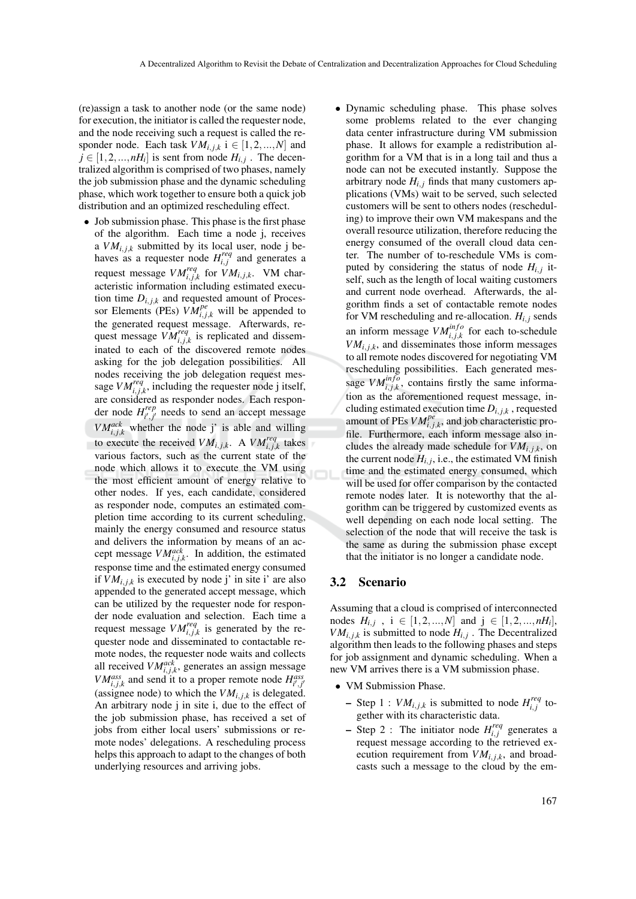(re)assign a task to another node (or the same node) for execution, the initiator is called the requester node, and the node receiving such a request is called the responder node. Each task $VM_{i,j,k}$ i $\in [1,2,...,N]$ and $j \in [1,2,...,nH_i]$ is sent from node $H_{i,j}$ . The decentralized algorithm is comprised of two phases, namely the job submission phase and the dynamic scheduling phase, which work together to ensure both a quick job distribution and an optimized rescheduling effect.

- Job submission phase. This phase is the first phase of the algorithm. Each time a node j, receives a $VM_{i,j,k}$ submitted by its local user, node j behaves as a requester node $H^{req}_{i,j}$ and generates a request message $VM^{req}_{i,j,k}$ for $VM_{i,j,k}$. VM characteristic information including estimated execution time $D_{i,j,k}$ and requested amount of Processor Elements (PEs) $VM^{pe}_{i,j,k}$ will be appended to the generated request message. Afterwards, request message $VM^{req}_{i,j,k}$ is replicated and disseminated to each of the discovered remote nodes asking for the job delegation possibilities. All nodes receiving the job delegation request message $VM^{req}_{i,j,k}$, including the requester node j itself, are considered as responder nodes. Each responder node $H^{rep}_{i',j'}$ needs to send an accept message $VM^{ack}_{i,j,k}$ whether the node j' is able and willing to execute the received $VM_{i,j,k}$. A $VM^{req}_{i,j,k}$ takes various factors, such as the current state of the node which allows it to execute the VM using the most efficient amount of energy relative to other nodes. If yes, each candidate, considered as responder node, computes an estimated completion time according to its current scheduling, mainly the energy consumed and resource status and delivers the information by means of an accept message $VM^{ack}_{i,j,k}$. In addition, the estimated response time and the estimated energy consumed if $VM_{i,j,k}$ is executed by node j' in site i' are also appended to the generated accept message, which can be utilized by the requester node for responder node evaluation and selection. Each time a request message $VM^{req}_{i,j,k}$ is generated by the requester node and disseminated to contactable remote nodes, the requester node waits and collects all received $VM^{ack}_{i,j,k}$, generates an assign message $VM^{ass}_{i,j,k}$ and send it to a proper remote node $H^{ass}_{i',j'}$ (assignee node) to which the $VM_{i,j,k}$ is delegated. An arbitrary node j in site i, due to the effect of the job submission phase, has received a set of jobs from either local users' submissions or remote nodes' delegations. A rescheduling process helps this approach to adapt to the changes of both underlying resources and arriving jobs.
- Dynamic scheduling phase. This phase solves some problems related to the ever changing data center infrastructure during VM submission phase. It allows for example a redistribution algorithm for a VM that is in a long tail and thus a node can not be executed instantly. Suppose the arbitrary node $H_{i,j}$ finds that many customers applications (VMs) wait to be served, such selected customers will be sent to others nodes (rescheduling) to improve their own VM makespans and the overall resource utilization, therefore reducing the energy consumed of the overall cloud data center. The number of to-reschedule VMs is computed by considering the status of node $H_{i,j}$ itself, such as the length of local waiting customers and current node overhead. Afterwards, the algorithm finds a set of contactable remote nodes for VM rescheduling and re-allocation. $H_{i,j}$ sends an inform message $VM^{info}_{i,j,k}$ for each to-schedule $VM_{i,j,k}$, and disseminates those inform messages to all remote nodes discovered for negotiating VM rescheduling possibilities. Each generated message $VM^{info}_{i,j,k}$, contains firstly the same information as the aforementioned request message, including estimated execution time $D_{i,j,k}$ , requested amount of PEs $VM^{pe}_{i,j,k}$, and job characteristic profile. Furthermore, each inform message also includes the already made schedule for $VM_{i,j,k}$, on the current node $H_{i,j}$, i.e., the estimated VM finish time and the estimated energy consumed, which will be used for offer comparison by the contacted remote nodes later. It is noteworthy that the algorithm can be triggered by customized events as well depending on each node local setting. The selection of the node that will receive the task is the same as during the submission phase except that the initiator is no longer a candidate node.

### 3.2 Scenario

Assuming that a cloud is comprised of interconnected nodes $H_{i,j}$ , i $\in [1,2,...,N]$ and j $\in [1,2,...,nH_i]$, $VM_{i,j,k}$ is submitted to node $H_{i,j}$ . The Decentralized algorithm then leads to the following phases and steps for job assignment and dynamic scheduling. When a new VM arrives there is a VM submission phase.

- VM Submission Phase.
  - Step 1 : $VM_{i,j,k}$ is submitted to node $H^{req}_{i,j}$ together with its characteristic data.
  - Step 2 : The initiator node $H^{req}_{i,j}$ generates a request message according to the retrieved execution requirement from $VM_{i,j,k}$, and broadcasts such a message to the cloud by the em-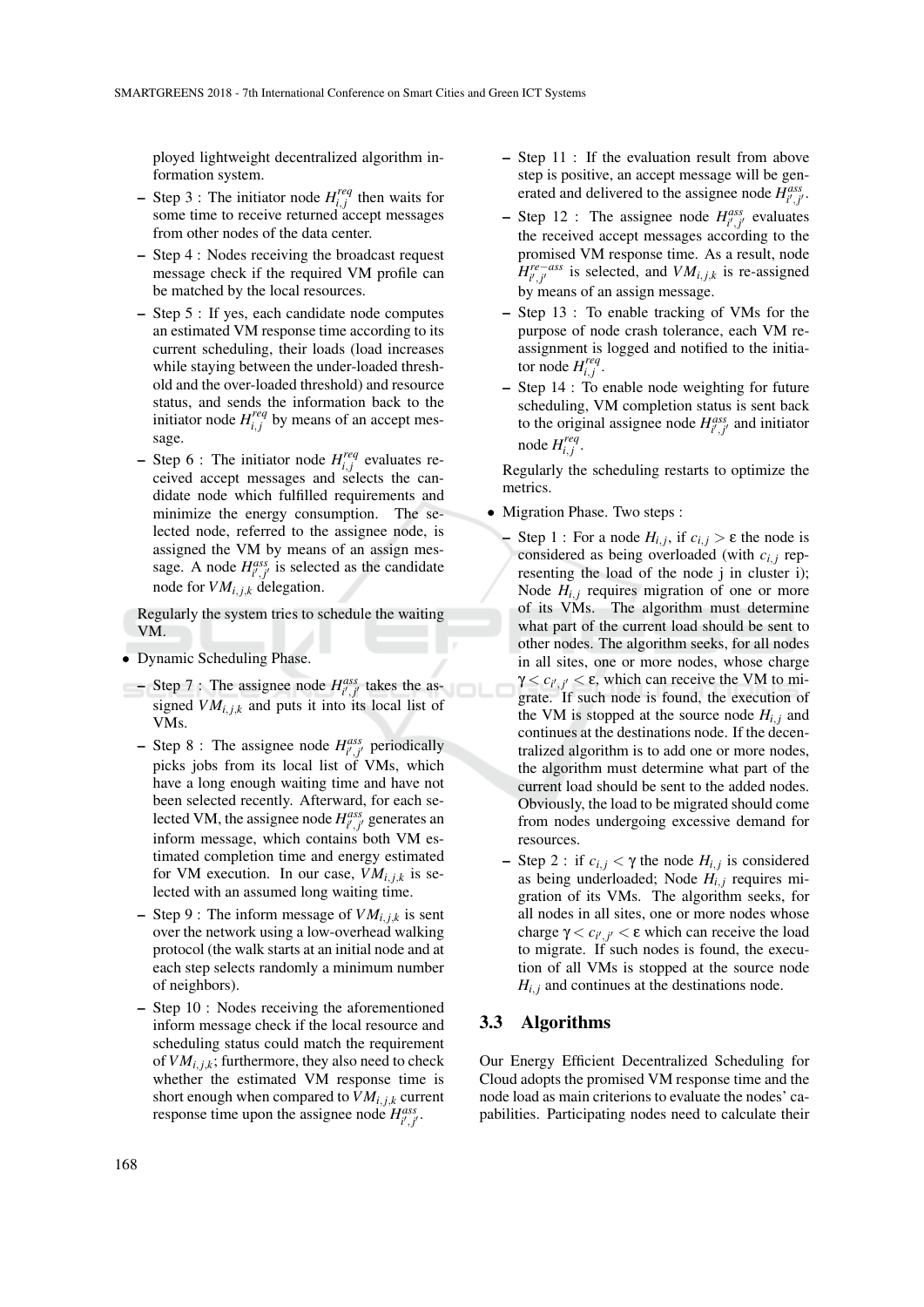ployed lightweight decentralized algorithm information system.

- Step 3 : The initiator node $H_{i,j}^{req}$ then waits for some time to receive returned accept messages from other nodes of the data center.
- Step 4 : Nodes receiving the broadcast request message check if the required VM profile can be matched by the local resources.
- Step 5 : If yes, each candidate node computes an estimated VM response time according to its current scheduling, their loads (load increases while staying between the under-loaded threshold and the over-loaded threshold) and resource status, and sends the information back to the initiator node $H_{i,j}^{req}$ by means of an accept message.
- Step 6 : The initiator node $H_{i,j}^{req}$ evaluates received accept messages and selects the candidate node which fulfilled requirements and minimize the energy consumption. The selected node, referred to the assignee node, is assigned the VM by means of an assign message. A node $H_{i',j'}^{ass}$ is selected as the candidate node for $VM_{i,j,k}$ delegation.

Regularly the system tries to schedule the waiting VM.

- Dynamic Scheduling Phase.
  - Step 7 : The assignee node $H_{i',j'}^{ass}$ takes the assigned $VM_{i,j,k}$ and puts it into its local list of VMs.
  - Step 8 : The assignee node $H_{i',j'}^{ass}$ periodically picks jobs from its local list of VMs, which have a long enough waiting time and have not been selected recently. Afterward, for each selected VM, the assignee node $H_{i',j'}^{ass}$ generates an inform message, which contains both VM estimated completion time and energy estimated for VM execution. In our case, $VM_{i,j,k}$ is selected with an assumed long waiting time.
  - Step 9 : The inform message of $VM_{i,j,k}$ is sent over the network using a low-overhead walking protocol (the walk starts at an initial node and at each step selects randomly a minimum number of neighbors).
  - Step 10 : Nodes receiving the aforementioned inform message check if the local resource and scheduling status could match the requirement of $VM_{i,j,k}$; furthermore, they also need to check whether the estimated VM response time is short enough when compared to $VM_{i,j,k}$ current response time upon the assignee node $H_{i',j'}^{ass}$.
  - Step 11 : If the evaluation result from above step is positive, an accept message will be generated and delivered to the assignee node $H_{i',j'}^{ass}$.
  - Step 12 : The assignee node $H_{i',j'}^{ass}$ evaluates the received accept messages according to the promised VM response time. As a result, node $H_{i',j'}^{re-ass}$ is selected, and $VM_{i,j,k}$ is re-assigned by means of an assign message.
  - Step 13 : To enable tracking of VMs for the purpose of node crash tolerance, each VM reassignment is logged and notified to the initiator node $H_{i,j}^{req}$.
  - Step 14 : To enable node weighting for future scheduling, VM completion status is sent back to the original assignee node $H_{i',j'}^{ass}$ and initiator node $H_{i,j}^{req}$.

  Regularly the scheduling restarts to optimize the metrics.

- Migration Phase. Two steps :
  - Step 1 : For a node $H_{i,j}$, if $c_{i,j} > \varepsilon$ the node is considered as being overloaded (with $c_{i,j}$ representing the load of the node j in cluster i); Node $H_{i,j}$ requires migration of one or more of its VMs. The algorithm must determine what part of the current load should be sent to other nodes. The algorithm seeks, for all nodes in all sites, one or more nodes, whose charge $\gamma < c_{i',j'} < \varepsilon$, which can receive the VM to migrate. If such node is found, the execution of the VM is stopped at the source node $H_{i,j}$ and continues at the destinations node. If the decentralized algorithm is to add one or more nodes, the algorithm must determine what part of the current load should be sent to the added nodes. Obviously, the load to be migrated should come from nodes undergoing excessive demand for resources.
  - Step 2 : if $c_{i,j} < \gamma$ the node $H_{i,j}$ is considered as being underloaded; Node $H_{i,j}$ requires migration of its VMs. The algorithm seeks, for all nodes in all sites, one or more nodes whose charge $\gamma < c_{i',j'} < \varepsilon$ which can receive the load to migrate. If such nodes is found, the execution of all VMs is stopped at the source node $H_{i,j}$ and continues at the destinations node.

### 3.3 Algorithms

Our Energy Efficient Decentralized Scheduling for Cloud adopts the promised VM response time and the node load as main criterions to evaluate the nodes' capabilities. Participating nodes need to calculate their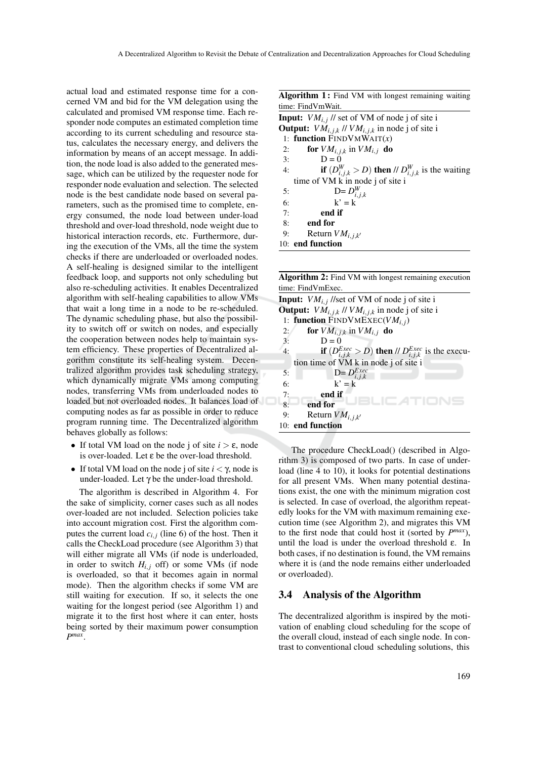actual load and estimated response time for a concerned VM and bid for the VM delegation using the calculated and promised VM response time. Each responder node computes an estimated completion time according to its current scheduling and resource status, calculates the necessary energy, and delivers the information by means of an accept message. In addition, the node load is also added to the generated message, which can be utilized by the requester node for responder node evaluation and selection. The selected node is the best candidate node based on several parameters, such as the promised time to complete, energy consumed, the node load between under-load threshold and over-load threshold, node weight due to historical interaction records, etc. Furthermore, during the execution of the VMs, all the time the system checks if there are underloaded or overloaded nodes. A self-healing is designed similar to the intelligent feedback loop, and supports not only scheduling but also re-scheduling activities. It enables Decentralized algorithm with self-healing capabilities to allow VMs that wait a long time in a node to be re-scheduled. The dynamic scheduling phase, but also the possibility to switch off or switch on nodes, and especially the cooperation between nodes help to maintain system efficiency. These properties of Decentralized algorithm constitute its self-healing system. Decentralized algorithm provides task scheduling strategy, which dynamically migrate VMs among computing nodes, transferring VMs from underloaded nodes to loaded but not overloaded nodes. It balances load of computing nodes as far as possible in order to reduce program running time. The Decentralized algorithm behaves globally as follows:

- If total VM load on the node j of site $i > \varepsilon$, node is over-loaded. Let $\varepsilon$ be the over-load threshold.
- If total VM load on the node j of site $i < \gamma$, node is under-loaded. Let $\gamma$ be the under-load threshold.

The algorithm is described in Algorithm 4. For the sake of simplicity, corner cases such as all nodes over-loaded are not included. Selection policies take into account migration cost. First the algorithm computes the current load $c_{i,j}$ (line 6) of the host. Then it calls the CheckLoad procedure (see Algorithm 3) that will either migrate all VMs (if node is underloaded, in order to switch $H_{i,j}$ off) or some VMs (if node is overloaded, so that it becomes again in normal mode). Then the algorithm checks if some VM are still waiting for execution. If so, it selects the one waiting for the longest period (see Algorithm 1) and migrate it to the first host where it can enter, hosts being sorted by their maximum power consumption $P^{max}$.

**Algorithm 1 :** Find VM with longest remaining waiting time: FindVmWait.

**Input:** $VM_{i,j}$ // set of VM of node j of site i
**Output:** $VM_{i,j,k}$ // $VM_{i,j,k}$ in node j of site i

```
1: function FINDVMWAIT(x)
2:     for VM_{i,j,k} in VM_{i,j} do
3:         D = 0
4:         if (D^W_{i,j,k} > D) then // D^W_{i,j,k} is the waiting time of VM k in node j of site i
5:             D= D^W_{i,j,k}
6:             k' = k
7:         end if
8:     end for
9:     Return VM_{i,j,k'}
10: end function
```

**Algorithm 2:** Find VM with longest remaining execution time: FindVmExec.

**Input:** $VM_{i,j}$ //set of VM of node j of site i
**Output:** $VM_{i,j,k}$ // $VM_{i,j,k}$ in node j of site i

```
1: function FINDVMEXEC(VM_{i,j})
2:     for VM_{i,j,k} in VM_{i,j} do
3:         D = 0
4:         if (D^Exec_{i,j,k} > D) then // D^Exec_{i,j,k} is the execution time of VM k in node j of site i
5:             D= D^Exec_{i,j,k}
6:             k' = k
7:         end if
8:     end for
9:     Return VM_{i,j,k'}
10: end function
```

The procedure CheckLoad() (described in Algorithm 3) is composed of two parts. In case of underload (line 4 to 10), it looks for potential destinations for all present VMs. When many potential destinations exist, the one with the minimum migration cost is selected. In case of overload, the algorithm repeatedly looks for the VM with maximum remaining execution time (see Algorithm 2), and migrates this VM to the first node that could host it (sorted by $P^{max}$), until the load is under the overload threshold $\varepsilon$. In both cases, if no destination is found, the VM remains where it is (and the node remains either underloaded or overloaded).

### 3.4 Analysis of the Algorithm

The decentralized algorithm is inspired by the motivation of enabling cloud scheduling for the scope of the overall cloud, instead of each single node. In contrast to conventional cloud scheduling solutions, this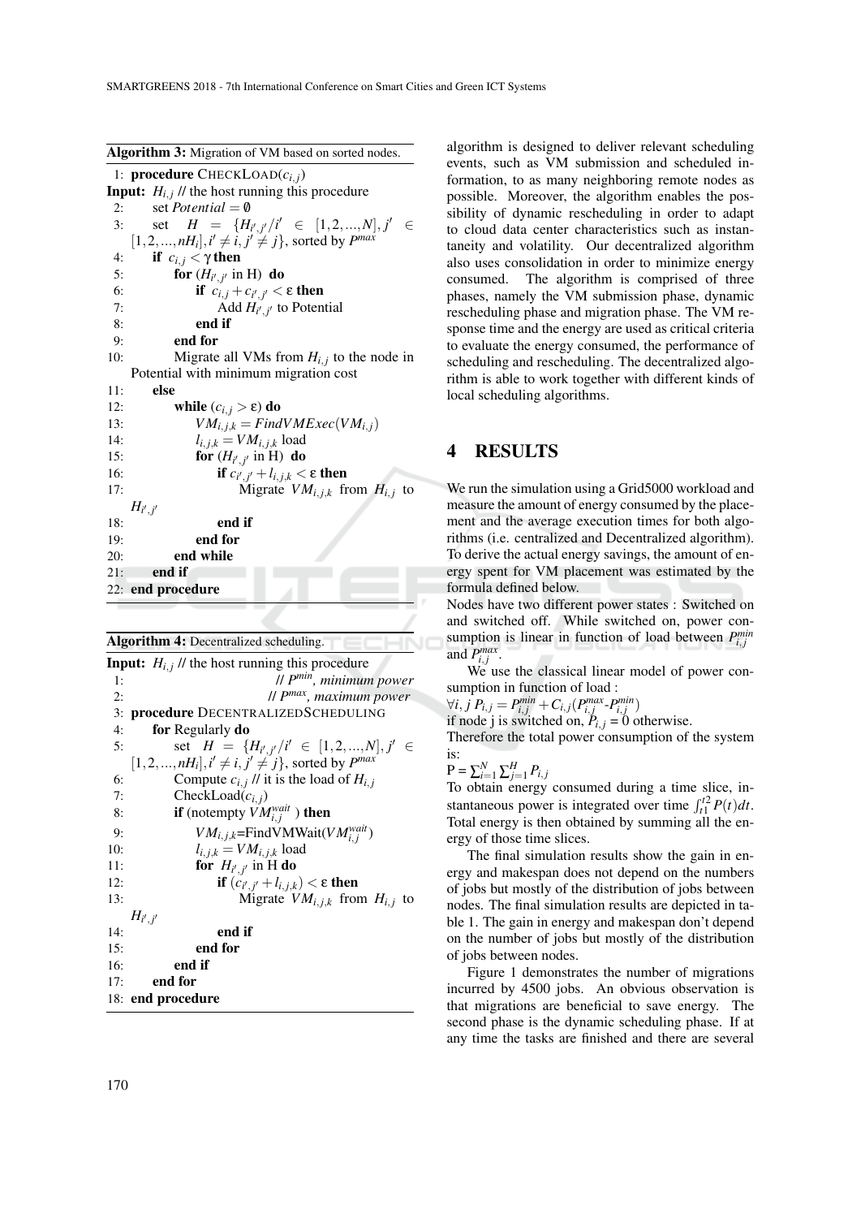**Algorithm 3:** Migration of VM based on sorted nodes.

```
1:  procedure CHECKLOAD(c_{i,j})
Input: H_{i,j} // the host running this procedure
2:      set Potential = ∅
3:      set H = {H_{i',j'} / i' ∈ [1,2,...,N], j' ∈ [1,2,...,nH_i], i' ≠ i, j' ≠ j}, sorted by P^max
4:      if c_{i,j} < γ then
5:          for (H_{i',j'} in H) do
6:              if c_{i,j} + c_{i',j'} < ε then
7:                  Add H_{i',j'} to Potential
8:              end if
9:          end for
10:         Migrate all VMs from H_{i,j} to the node in Potential with minimum migration cost
11:     else
12:         while (c_{i,j} > ε) do
13:             VM_{i,j,k} = FindVMExec(VM_{i,j})
14:             l_{i,j,k} = VM_{i,j,k} load
15:             for (H_{i',j'} in H) do
16:                 if c_{i',j'} + l_{i,j,k} < ε then
17:                     Migrate VM_{i,j,k} from H_{i,j} to H_{i',j'}
18:                 end if
19:             end for
20:         end while
21:     end if
22: end procedure
```

**Algorithm 4:** Decentralized scheduling.

```
Input: H_{i,j} // the host running this procedure
1:                                  // P^min, minimum power
2:                                  // P^max, maximum power
3:  procedure DECENTRALIZEDSCHEDULING
4:      for Regularly do
5:          set H = {H_{i',j'} ∈ [1,2,...,N], j' ∈ [1,2,...,nH_i], i' ≠ i, j' ≠ j}, sorted by P^max
6:          Compute c_{i,j} // it is the load of H_{i,j}
7:          CheckLoad(c_{i,j})
8:          if (notempty VM^wait_{i,j}) then
9:              VM_{i,j,k}=FindVMWait(VM^wait_{i,j})
10:             l_{i,j,k} = VM_{i,j,k} load
11:             for H_{i',j'} in H do
12:                 if (c_{i',j'} + l_{i,j,k}) < ε then
13:                     Migrate VM_{i,j,k} from H_{i,j} to H_{i',j'}
14:                 end if
15:             end for
16:         end if
17:     end for
18: end procedure
```

algorithm is designed to deliver relevant scheduling events, such as VM submission and scheduled information, to as many neighboring remote nodes as possible. Moreover, the algorithm enables the possibility of dynamic rescheduling in order to adapt to cloud data center characteristics such as instantaneity and volatility. Our decentralized algorithm also uses consolidation in order to minimize energy consumed. The algorithm is comprised of three phases, namely the VM submission phase, dynamic rescheduling phase and migration phase. The VM response time and the energy are used as critical criteria to evaluate the energy consumed, the performance of scheduling and rescheduling. The decentralized algorithm is able to work together with different kinds of local scheduling algorithms.

## 4 RESULTS

We run the simulation using a Grid5000 workload and measure the amount of energy consumed by the placement and the average execution times for both algorithms (i.e. centralized and Decentralized algorithm). To derive the actual energy savings, the amount of energy spent for VM placement was estimated by the formula defined below.

Nodes have two different power states : Switched on and switched off. While switched on, power consumption is linear in function of load between $P_{i,j}^{min}$ and $P_{i,j}^{max}$.

We use the classical linear model of power consumption in function of load :

$\forall i, j \; P_{i,j} = P_{i,j}^{min} + C_{i,j}(P_{i,j}^{max}\text{-}P_{i,j}^{min})$

if node j is switched on, $P_{i,j} = 0$ otherwise.

Therefore the total power consumption of the system is:

$P = \sum_{i=1}^{N} \sum_{j=1}^{H} P_{i,j}$

To obtain energy consumed during a time slice, instantaneous power is integrated over time $\int_{t1}^{t2} P(t)dt$. Total energy is then obtained by summing all the energy of those time slices.

The final simulation results show the gain in energy and makespan does not depend on the numbers of jobs but mostly of the distribution of jobs between nodes. The final simulation results are depicted in table 1. The gain in energy and makespan don't depend on the number of jobs but mostly of the distribution of jobs between nodes.

Figure 1 demonstrates the number of migrations incurred by 4500 jobs. An obvious observation is that migrations are beneficial to save energy. The second phase is the dynamic scheduling phase. If at any time the tasks are finished and there are several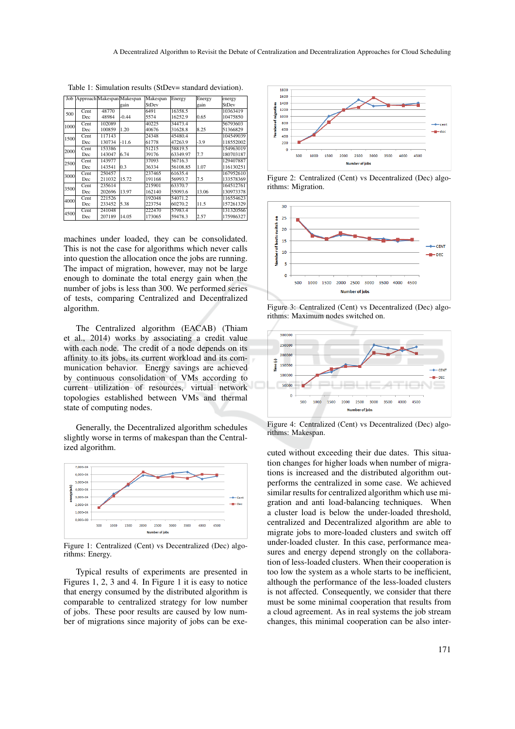Table 1: Simulation results (StDev= standard deviation).

| Job | Approach | Makespan | Makespan gain | Makespan StDev | Energy | Energy gain | energy StDev |
|---|---|---|---|---|---|---|---|
| 500 | Cent | 48770 | | 6491 | 16358.5 | | 10363419 |
| | Dec | 48984 | -0.44 | 5574 | 16252.9 | 0.65 | 10475850 |
| 1000 | Cent | 102089 | | 40225 | 34473.4 | | 56793603 |
| | Dec | 100859 | 1.20 | 40676 | 31628.8 | 8.25 | 51366829 |
| 1500 | Cent | 117143 | | 24348 | 45480.4 | | 104549039 |
| | Dec | 130734 | -11.6 | 61778 | 47263.9 | -3.9 | 118552002 |
| 2000 | Cent | 153386 | | 51215 | 58819.5 | | 154963019 |
| | Dec | 143047 | 6.74 | 39176 | 63349.97 | 7.7 | 180703187 |
| 2500 | Cent | 143977 | | 37093 | 56716.3 | | 129407887 |
| | Dec | 143541 | 0.3 | 36334 | 56108.85 | 1.07 | 116130251 |
| 3000 | Cent | 250457 | | 237465 | 61635.4 | | 167952610 |
| | Dec | 211032 | 15.72 | 191168 | 56993.7 | 7.5 | 133578369 |
| 3500 | Cent | 235614 | | 215901 | 63370.7 | | 164512761 |
| | Dec | 202696 | 13.97 | 162140 | 55093.6 | 13.06 | 130973378 |
| 4000 | Cent | 221526 | | 192048 | 54071.2 | | 116554623 |
| | Dec | 233452 | 5.38 | 223754 | 60270.2 | 11.5 | 157261329 |
| 4500 | Cent | 241048 | | 222470 | 57983.4 | | 131320566 |
| | Dec | 207189 | 14.05 | 173065 | 59478.3 | 2.57 | 175986327 |

machines under loaded, they can be consolidated. This is not the case for algorithms which never calls into question the allocation once the jobs are running. The impact of migration, however, may not be large enough to dominate the total energy gain when the number of jobs is less than 300. We performed series of tests, comparing Centralized and Decentralized algorithm.

The Centralized algorithm (EACAB) (Thiam et al., 2014) works by associating a credit value with each node. The credit of a node depends on its affinity to its jobs, its current workload and its communication behavior. Energy savings are achieved by continuous consolidation of VMs according to current utilization of resources, virtual network topologies established between VMs and thermal state of computing nodes.

Generally, the Decentralized algorithm schedules slightly worse in terms of makespan than the Centralized algorithm.

Figure 1: Centralized (Cent) vs Decentralized (Dec) algorithms: Energy.

Typical results of experiments are presented in Figures 1, 2, 3 and 4. In Figure 1 it is easy to notice that energy consumed by the distributed algorithm is comparable to centralized strategy for low number of jobs. These poor results are caused by low number of migrations since majority of jobs can be executed without exceeding their due dates. This situation changes for higher loads when number of migrations is increased and the distributed algorithm outperforms the centralized in some case. We achieved similar results for centralized algorithm which use migration and anti load-balancing techniques. When a cluster load is below the under-loaded threshold, centralized and Decentralized algorithm are able to migrate jobs to more-loaded clusters and switch off under-loaded cluster. In this case, performance measures and energy depend strongly on the collaboration of less-loaded clusters. When their cooperation is too low the system as a whole starts to be inefficient, although the performance of the less-loaded clusters is not affected. Consequently, we consider that there must be some minimal cooperation that results from a cloud agreement. As in real systems the job stream changes, this minimal cooperation can be also inter-

Figure 2: Centralized (Cent) vs Decentralized (Dec) algorithms: Migration.

Figure 3: Centralized (Cent) vs Decentralized (Dec) algorithms: Maximum nodes switched on.

Figure 4: Centralized (Cent) vs Decentralized (Dec) algorithms: Makespan.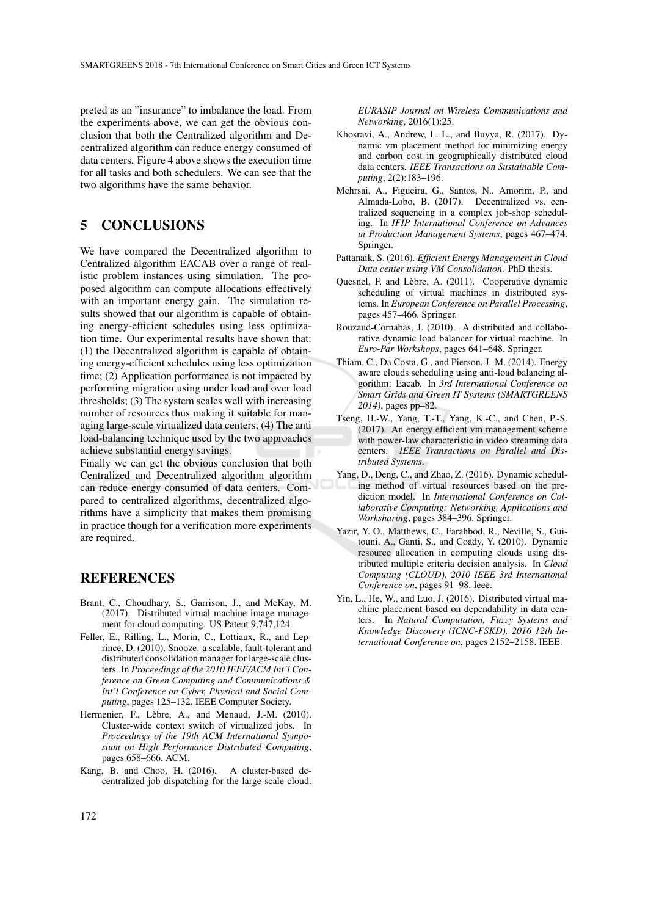preted as an "insurance" to imbalance the load. From the experiments above, we can get the obvious conclusion that both the Centralized algorithm and Decentralized algorithm can reduce energy consumed of data centers. Figure 4 above shows the execution time for all tasks and both schedulers. We can see that the two algorithms have the same behavior.

## 5 CONCLUSIONS

We have compared the Decentralized algorithm to Centralized algorithm EACAB over a range of realistic problem instances using simulation. The proposed algorithm can compute allocations effectively with an important energy gain. The simulation results showed that our algorithm is capable of obtaining energy-efficient schedules using less optimization time. Our experimental results have shown that: (1) the Decentralized algorithm is capable of obtaining energy-efficient schedules using less optimization time; (2) Application performance is not impacted by performing migration using under load and over load thresholds; (3) The system scales well with increasing number of resources thus making it suitable for managing large-scale virtualized data centers; (4) The anti load-balancing technique used by the two approaches achieve substantial energy savings.
Finally we can get the obvious conclusion that both Centralized and Decentralized algorithm algorithm can reduce energy consumed of data centers. Compared to centralized algorithms, decentralized algorithms have a simplicity that makes them promising in practice though for a verification more experiments are required.

## REFERENCES

Brant, C., Choudhary, S., Garrison, J., and McKay, M. (2017). Distributed virtual machine image management for cloud computing. US Patent 9,747,124.

Feller, E., Rilling, L., Morin, C., Lottiaux, R., and Leprince, D. (2010). Snooze: a scalable, fault-tolerant and distributed consolidation manager for large-scale clusters. In *Proceedings of the 2010 IEEE/ACM Int'l Conference on Green Computing and Communications & Int'l Conference on Cyber, Physical and Social Computing*, pages 125–132. IEEE Computer Society.

Hermenier, F., Lèbre, A., and Menaud, J.-M. (2010). Cluster-wide context switch of virtualized jobs. In *Proceedings of the 19th ACM International Symposium on High Performance Distributed Computing*, pages 658–666. ACM.

Kang, B. and Choo, H. (2016). A cluster-based decentralized job dispatching for the large-scale cloud. *EURASIP Journal on Wireless Communications and Networking*, 2016(1):25.

Khosravi, A., Andrew, L. L., and Buyya, R. (2017). Dynamic vm placement method for minimizing energy and carbon cost in geographically distributed cloud data centers. *IEEE Transactions on Sustainable Computing*, 2(2):183–196.

Mehrsai, A., Figueira, G., Santos, N., Amorim, P., and Almada-Lobo, B. (2017). Decentralized vs. centralized sequencing in a complex job-shop scheduling. In *IFIP International Conference on Advances in Production Management Systems*, pages 467–474. Springer.

Pattanaik, S. (2016). *Efficient Energy Management in Cloud Data center using VM Consolidation*. PhD thesis.

Quesnel, F. and Lèbre, A. (2011). Cooperative dynamic scheduling of virtual machines in distributed systems. In *European Conference on Parallel Processing*, pages 457–466. Springer.

Rouzaud-Cornabas, J. (2010). A distributed and collaborative dynamic load balancer for virtual machine. In *Euro-Par Workshops*, pages 641–648. Springer.

Thiam, C., Da Costa, G., and Pierson, J.-M. (2014). Energy aware clouds scheduling using anti-load balancing algorithm: Eacab. In *3rd International Conference on Smart Grids and Green IT Systems (SMARTGREENS 2014)*, pages pp–82.

Tseng, H.-W., Yang, T.-T., Yang, K.-C., and Chen, P.-S. (2017). An energy efficient vm management scheme with power-law characteristic in video streaming data centers. *IEEE Transactions on Parallel and Distributed Systems*.

Yang, D., Deng, C., and Zhao, Z. (2016). Dynamic scheduling method of virtual resources based on the prediction model. In *International Conference on Collaborative Computing: Networking, Applications and Worksharing*, pages 384–396. Springer.

Yazir, Y. O., Matthews, C., Farahbod, R., Neville, S., Guitouni, A., Ganti, S., and Coady, Y. (2010). Dynamic resource allocation in computing clouds using distributed multiple criteria decision analysis. In *Cloud Computing (CLOUD), 2010 IEEE 3rd International Conference on*, pages 91–98. Ieee.

Yin, L., He, W., and Luo, J. (2016). Distributed virtual machine placement based on dependability in data centers. In *Natural Computation, Fuzzy Systems and Knowledge Discovery (ICNC-FSKD), 2016 12th International Conference on*, pages 2152–2158. IEEE.